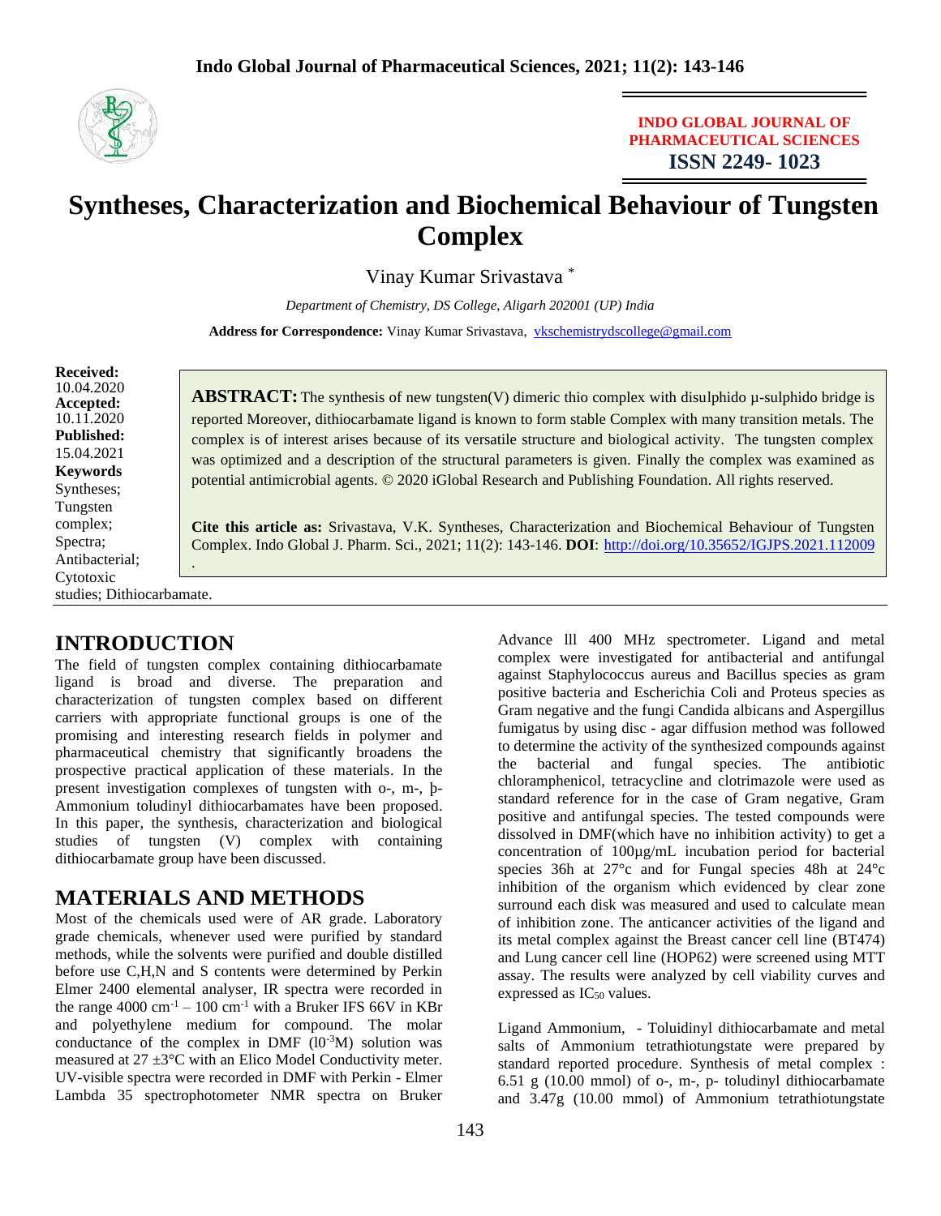# Syntheses, Characterization and Biochemical Behaviour of Tungsten Complex

Vinay Kumar Srivastava *

*Department of Chemistry, DS College, Aligarh 202001 (UP) India*

**Address for Correspondence:** Vinay Kumar Srivastava, vkschemistrydscollege@gmail.com

**Received:** 10.04.2020
**Accepted:** 10.11.2020
**Published:** 15.04.2021
**Keywords**
Syntheses; Tungsten complex; Spectra; Antibacterial; Cytotoxic studies; Dithiocarbamate.

**ABSTRACT:** The synthesis of new tungsten(V) dimeric thio complex with disulphido µ-sulphido bridge is reported Moreover, dithiocarbamate ligand is known to form stable Complex with many transition metals. The complex is of interest arises because of its versatile structure and biological activity. The tungsten complex was optimized and a description of the structural parameters is given. Finally the complex was examined as potential antimicrobial agents. © 2020 iGlobal Research and Publishing Foundation. All rights reserved.

**Cite this article as:** Srivastava, V.K. Syntheses, Characterization and Biochemical Behaviour of Tungsten Complex. Indo Global J. Pharm. Sci., 2021; 11(2): 143-146. **DOI**: http://doi.org/10.35652/IGJPS.2021.112009 .

## INTRODUCTION

The field of tungsten complex containing dithiocarbamate ligand is broad and diverse. The preparation and characterization of tungsten complex based on different carriers with appropriate functional groups is one of the promising and interesting research fields in polymer and pharmaceutical chemistry that significantly broadens the prospective practical application of these materials. In the present investigation complexes of tungsten with o-, m-, þ- Ammonium toludinyl dithiocarbamates have been proposed. In this paper, the synthesis, characterization and biological studies of tungsten (V) complex with containing dithiocarbamate group have been discussed.

## MATERIALS AND METHODS

Most of the chemicals used were of AR grade. Laboratory grade chemicals, whenever used were purified by standard methods, while the solvents were purified and double distilled before use C,H,N and S contents were determined by Perkin Elmer 2400 elemental analyser, IR spectra were recorded in the range 4000 $cm^{-1}$ – 100 $cm^{-1}$ with a Bruker IFS 66V in KBr and polyethylene medium for compound. The molar conductance of the complex in DMF ($10^{-3}$M) solution was measured at 27 ±3°C with an Elico Model Conductivity meter. UV-visible spectra were recorded in DMF with Perkin - Elmer Lambda 35 spectrophotometer NMR spectra on Bruker Advance lll 400 MHz spectrometer. Ligand and metal complex were investigated for antibacterial and antifungal against Staphylococcus aureus and Bacillus species as gram positive bacteria and Escherichia Coli and Proteus species as Gram negative and the fungi Candida albicans and Aspergillus fumigatus by using disc - agar diffusion method was followed to determine the activity of the synthesized compounds against the bacterial and fungal species. The antibiotic chloramphenicol, tetracycline and clotrimazole were used as standard reference for in the case of Gram negative, Gram positive and antifungal species. The tested compounds were dissolved in DMF(which have no inhibition activity) to get a concentration of 100µg/mL incubation period for bacterial species 36h at 27°c and for Fungal species 48h at 24°c inhibition of the organism which evidenced by clear zone surround each disk was measured and used to calculate mean of inhibition zone. The anticancer activities of the ligand and its metal complex against the Breast cancer cell line (BT474) and Lung cancer cell line (HOP62) were screened using MTT assay. The results were analyzed by cell viability curves and expressed as $IC_{50}$ values.

Ligand Ammonium, - Toluidinyl dithiocarbamate and metal salts of Ammonium tetrathiotungstate were prepared by standard reported procedure. Synthesis of metal complex : 6.51 g (10.00 mmol) of o-, m-, p- toludinyl dithiocarbamate and 3.47g (10.00 mmol) of Ammonium tetrathiotungstate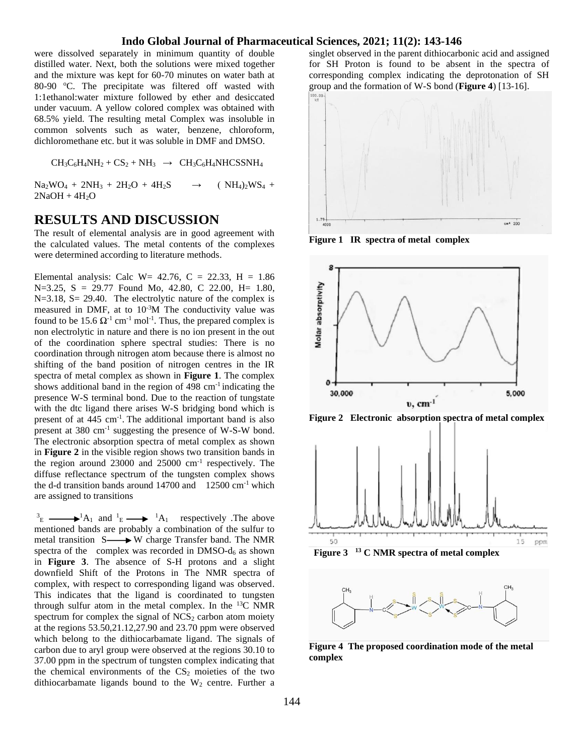were dissolved separately in minimum quantity of double distilled water. Next, both the solutions were mixed together and the mixture was kept for 60-70 minutes on water bath at 80-90 °C. The precipitate was filtered off wasted with 1:1ethanol:water mixture followed by ether and desiccated under vacuum. A yellow colored complex was obtained with 68.5% yield. The resulting metal Complex was insoluble in common solvents such as water, benzene, chloroform, dichloromethane etc. but it was soluble in DMF and DMSO.

$$CH_3C_6H_4NH_2 + CS_2 + NH_3 \rightarrow CH_3C_6H_4NHCSSNH_4$$

$$Na_2WO_4 + 2NH_3 + 2H_2O + 4H_2S \rightarrow (NH_4)_2WS_4 + 2NaOH + 4H_2O$$

## RESULTS AND DISCUSSION

The result of elemental analysis are in good agreement with the calculated values. The metal contents of the complexes were determined according to literature methods.

Elemental analysis: Calc W= 42.76, C = 22.33, H = 1.86 N=3.25, S = 29.77 Found Mo, 42.80, C 22.00, H= 1.80, N=3.18, S= 29.40. The electrolytic nature of the complex is measured in DMF, at to $10^{-3}$M The conductivity value was found to be 15.6 $\Omega^{-1}$ $cm^{-1}$ $mol^{-1}$. Thus, the prepared complex is non electrolytic in nature and there is no ion present in the out of the coordination sphere spectral studies: There is no coordination through nitrogen atom because there is almost no shifting of the band position of nitrogen centres in the IR spectra of metal complex as shown in **Figure 1**. The complex shows additional band in the region of 498 $cm^{-1}$ indicating the presence W-S terminal bond. Due to the reaction of tungstate with the dtc ligand there arises W-S bridging bond which is present of at 445 $cm^{-1}$. The additional important band is also present at 380 $cm^{-1}$ suggesting the presence of W-S-W bond. The electronic absorption spectra of metal complex as shown in **Figure 2** in the visible region shows two transition bands in the region around 23000 and 25000 $cm^{-1}$ respectively. The diffuse reflectance spectrum of the tungsten complex shows the d-d transition bands around 14700 and 12500 $cm^{-1}$ which are assigned to transitions

$^3E \longrightarrow {}^1A_1$ and $^1E \longrightarrow {}^1A_1$ respectively .The above mentioned bands are probably a combination of the sulfur to metal transition S $\longrightarrow$ W charge Transfer band. The NMR spectra of the complex was recorded in DMSO-$d_6$ as shown in **Figure 3**. The absence of S-H protons and a slight downfield Shift of the Protons in The NMR spectra of complex, with respect to corresponding ligand was observed. This indicates that the ligand is coordinated to tungsten through sulfur atom in the metal complex. In the $^{13}$C NMR spectrum for complex the signal of $NCS_2$ carbon atom moiety at the regions 53.50,21.12,27.90 and 23.70 ppm were observed which belong to the dithiocarbamate ligand. The signals of carbon due to aryl group were observed at the regions 30.10 to 37.00 ppm in the spectrum of tungsten complex indicating that the chemical environments of the $CS_2$ moieties of the two dithiocarbamate ligands bound to the $W_2$ centre. Further a singlet observed in the parent dithiocarbonic acid and assigned for SH Proton is found to be absent in the spectra of corresponding complex indicating the deprotonation of SH group and the formation of W-S bond (**Figure 4**) [13-16].

**Figure 1 IR spectra of metal complex**

**Figure 2 Electronic absorption spectra of metal complex**

**Figure 3 $^{13}$C NMR spectra of metal complex**

**Figure 4 The proposed coordination mode of the metal complex**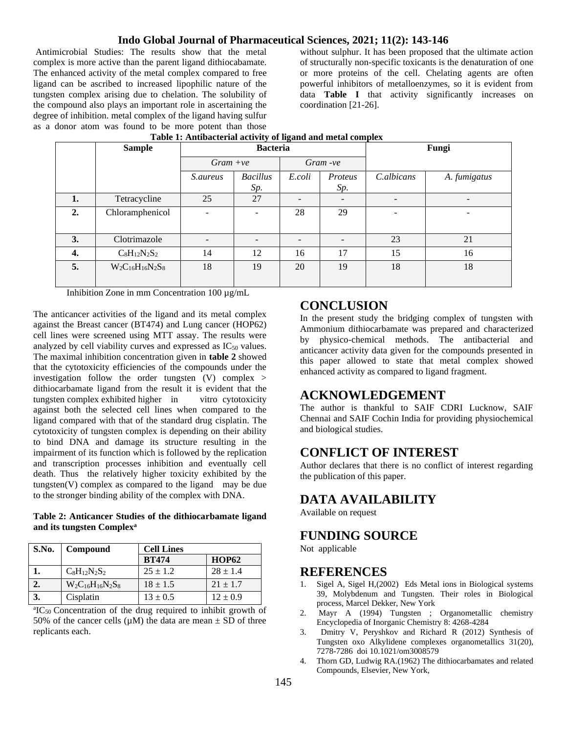Antimicrobial Studies: The results show that the metal complex is more active than the parent ligand dithiocabamate. The enhanced activity of the metal complex compared to free ligand can be ascribed to increased lipophilic nature of the tungsten complex arising due to chelation. The solubility of the compound also plays an important role in ascertaining the degree of inhibition. metal complex of the ligand having sulfur as a donor atom was found to be more potent than those without sulphur. It has been proposed that the ultimate action of structurally non-specific toxicants is the denaturation of one or more proteins of the cell. Chelating agents are often powerful inhibitors of metalloenzymes, so it is evident from data **Table I** that activity significantly increases on coordination [21-26].

**Table 1: Antibacterial activity of ligand and metal complex**

| | Sample | Bacteria | | | | Fungi | |
|---|---|---|---|---|---|---|---|
| | | *Gram +ve* | | *Gram -ve* | | | |
| | | *S.aureus* | *Bacillus Sp.* | *E.coli* | *Proteus Sp.* | *C.albicans* | *A. fumigatus* |
| **1.** | Tetracycline | 25 | 27 | - | - | - | - |
| **2.** | Chloramphenicol | - | - | 28 | 29 | - | - |
| **3.** | Clotrimazole | - | - | - | - | 23 | 21 |
| **4.** | $C_8H_{12}N_2S_2$ | 14 | 12 | 16 | 17 | 15 | 16 |
| **5.** | $W_2C_{16}H_{16}N_2S_8$ | 18 | 19 | 20 | 19 | 18 | 18 |

Inhibition Zone in mm Concentration 100 µg/mL

The anticancer activities of the ligand and its metal complex against the Breast cancer (BT474) and Lung cancer (HOP62) cell lines were screened using MTT assay. The results were analyzed by cell viability curves and expressed as $IC_{50}$ values. The maximal inhibition concentration given in **table 2** showed that the cytotoxicity efficiencies of the compounds under the investigation follow the order tungsten (V) complex > dithiocarbamate ligand from the result it is evident that the tungsten complex exhibited higher in vitro cytotoxicity against both the selected cell lines when compared to the ligand compared with that of the standard drug cisplatin. The cytotoxicity of tungsten complex is depending on their ability to bind DNA and damage its structure resulting in the impairment of its function which is followed by the replication and transcription processes inhibition and eventually cell death. Thus the relatively higher toxicity exhibited by the tungsten(V) complex as compared to the ligand may be due to the stronger binding ability of the complex with DNA.

**Table 2: Anticancer Studies of the dithiocarbamate ligand and its tungsten Complex[a]**

| S.No. | Compound | Cell Lines | |
|---|---|---|---|
| | | **BT474** | **HOP62** |
| **1.** | $C_8H_{12}N_2S_2$ | 25 ± 1.2 | 28 ± 1.4 |
| **2.** | $W_2C_{16}H_{16}N_2S_8$ | 18 ± 1.5 | 21 ± 1.7 |
| **3.** | Cisplatin | 13 ± 0.5 | 12 ± 0.9 |

[a]$IC_{50}$ Concentration of the drug required to inhibit growth of 50% of the cancer cells (µM) the data are mean ± SD of three replicants each.

## CONCLUSION

In the present study the bridging complex of tungsten with Ammonium dithiocarbamate was prepared and characterized by physico-chemical methods. The antibacterial and anticancer activity data given for the compounds presented in this paper allowed to state that metal complex showed enhanced activity as compared to ligand fragment.

## ACKNOWLEDGEMENT

The author is thankful to SAIF CDRI Lucknow, SAIF Chennai and SAIF Cochin India for providing physiochemical and biological studies.

## CONFLICT OF INTEREST

Author declares that there is no conflict of interest regarding the publication of this paper.

## DATA AVAILABILITY

Available on request

## FUNDING SOURCE

Not applicable

## REFERENCES

1. Sigel A, Sigel H,(2002) Eds Metal ions in Biological systems 39, Molybdenum and Tungsten. Their roles in Biological process, Marcel Dekker, New York
2. Mayr A (1994) Tungsten ; Organometallic chemistry Encyclopedia of Inorganic Chemistry 8: 4268-4284
3. Dmitry V, Peryshkov and Richard R (2012) Synthesis of Tungsten oxo Alkylidene complexes organometallics 31(20), 7278-7286 doi 10.1021/om3008579
4. Thorn GD, Ludwig RA.(1962) The dithiocarbamates and related Compounds, Elsevier, New York,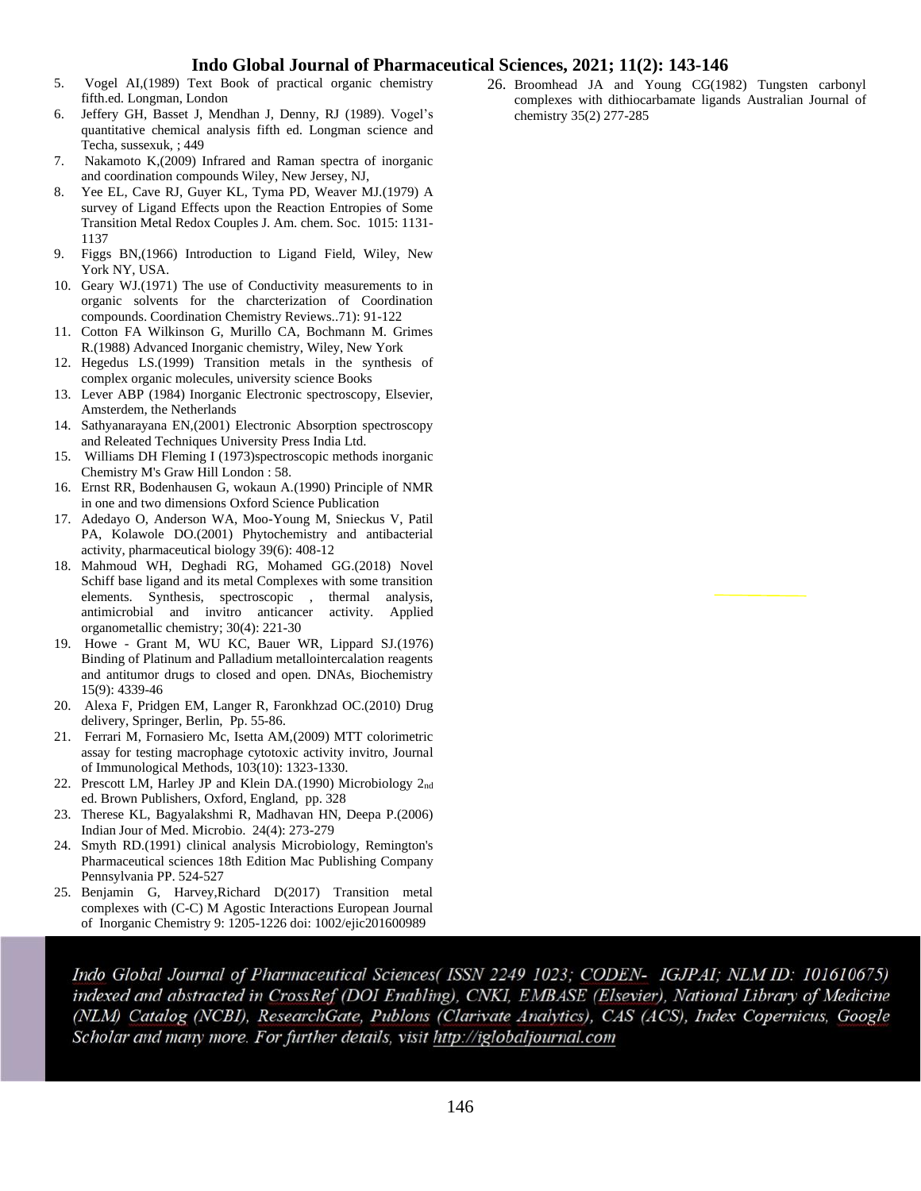5. Vogel AI,(1989) Text Book of practical organic chemistry fifth.ed. Longman, London
6. Jeffery GH, Basset J, Mendhan J, Denny, RJ (1989). Vogel's quantitative chemical analysis fifth ed. Longman science and Techa, sussexuk, ; 449
7. Nakamoto K,(2009) Infrared and Raman spectra of inorganic and coordination compounds Wiley, New Jersey, NJ,
8. Yee EL, Cave RJ, Guyer KL, Tyma PD, Weaver MJ.(1979) A survey of Ligand Effects upon the Reaction Entropies of Some Transition Metal Redox Couples J. Am. chem. Soc. 1015: 1131-1137
9. Figgs BN,(1966) Introduction to Ligand Field, Wiley, New York NY, USA.
10. Geary WJ.(1971) The use of Conductivity measurements to in organic solvents for the charcterization of Coordination compounds. Coordination Chemistry Reviews..71): 91-122
11. Cotton FA Wilkinson G, Murillo CA, Bochmann M. Grimes R.(1988) Advanced Inorganic chemistry, Wiley, New York
12. Hegedus LS.(1999) Transition metals in the synthesis of complex organic molecules, university science Books
13. Lever ABP (1984) Inorganic Electronic spectroscopy, Elsevier, Amsterdem, the Netherlands
14. Sathyanarayana EN,(2001) Electronic Absorption spectroscopy and Releated Techniques University Press India Ltd.
15. Williams DH Fleming I (1973)spectroscopic methods inorganic Chemistry M's Graw Hill London : 58.
16. Ernst RR, Bodenhausen G, wokaun A.(1990) Principle of NMR in one and two dimensions Oxford Science Publication
17. Adedayo O, Anderson WA, Moo-Young M, Snieckus V, Patil PA, Kolawole DO.(2001) Phytochemistry and antibacterial activity, pharmaceutical biology 39(6): 408-12
18. Mahmoud WH, Deghadi RG, Mohamed GG.(2018) Novel Schiff base ligand and its metal Complexes with some transition elements. Synthesis, spectroscopic , thermal analysis, antimicrobial and invitro anticancer activity. Applied organometallic chemistry; 30(4): 221-30
19. Howe - Grant M, WU KC, Bauer WR, Lippard SJ.(1976) Binding of Platinum and Palladium metallointercalation reagents and antitumor drugs to closed and open. DNAs, Biochemistry 15(9): 4339-46
20. Alexa F, Pridgen EM, Langer R, Faronkhzad OC.(2010) Drug delivery, Springer, Berlin, Pp. 55-86.
21. Ferrari M, Fornasiero Mc, Isetta AM,(2009) MTT colorimetric assay for testing macrophage cytotoxic activity invitro, Journal of Immunological Methods, 103(10): 1323-1330.
22. Prescott LM, Harley JP and Klein DA.(1990) Microbiology 2nd ed. Brown Publishers, Oxford, England, pp. 328
23. Therese KL, Bagyalakshmi R, Madhavan HN, Deepa P.(2006) Indian Jour of Med. Microbio. 24(4): 273-279
24. Smyth RD.(1991) clinical analysis Microbiology, Remington's Pharmaceutical sciences 18th Edition Mac Publishing Company Pennsylvania PP. 524-527
25. Benjamin G, Harvey,Richard D(2017) Transition metal complexes with (C-C) M Agostic Interactions European Journal of Inorganic Chemistry 9: 1205-1226 doi: 1002/ejic201600989
26. Broomhead JA and Young CG(1982) Tungsten carbonyl complexes with dithiocarbamate ligands Australian Journal of chemistry 35(2) 277-285

*Indo Global Journal of Pharmaceutical Sciences( ISSN 2249 1023; CODEN- IGJPAI; NLM ID: 101610675) indexed and abstracted in CrossRef (DOI Enabling), CNKI, EMBASE (Elsevier), National Library of Medicine (NLM) Catalog (NCBI), ResearchGate, Publons (Clarivate Analytics), CAS (ACS), Index Copernicus, Google Scholar and many more. For further details, visit http://iglobaljournal.com*